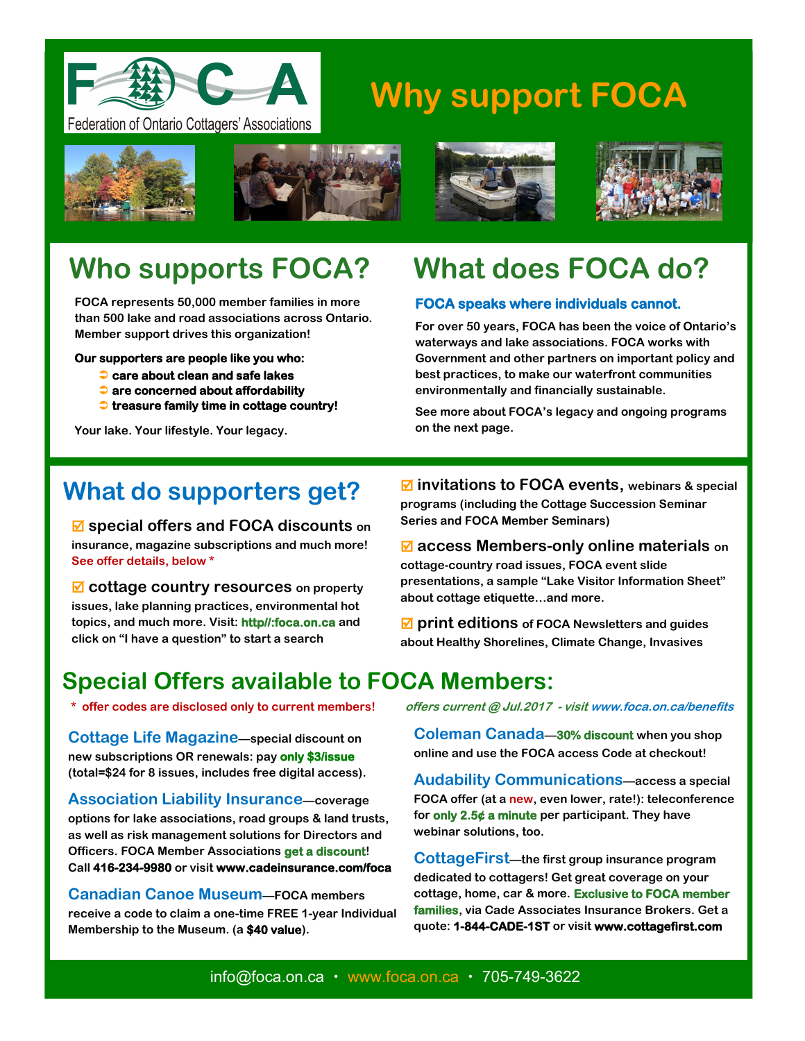FOCA

Federation of Ontario Cottagers' Associations

# Why support FOCA

## Who supports FOCA?

**FOCA represents 50,000 member families in more than 500 lake and road associations across Ontario. Member support drives this organization!**

**Our supporters are people like you who:**

- **care about clean and safe lakes**
- **are concerned about affordability**
- **treasure family time in cottage country!**

Your lake. Your lifestyle. Your legacy.

## What does FOCA do?

**FOCA speaks where individuals cannot.**

For over 50 years, FOCA has been the voice of Ontario's waterways and lake associations. FOCA works with Government and other partners on important policy and best practices, to make our waterfront communities environmentally and financially sustainable.

See more about FOCA's legacy and ongoing programs on the next page.

## What do supporters get?

☑ **special offers and FOCA discounts** on insurance, magazine subscriptions and much more! See offer details, below *

☑ **cottage country resources** on property issues, lake planning practices, environmental hot topics, and much more. Visit: **http//:foca.on.ca** and click on "I have a question" to start a search

☑ **invitations to FOCA events,** webinars & special programs (including the Cottage Succession Seminar Series and FOCA Member Seminars)

☑ **access Members-only online materials** on cottage-country road issues, FOCA event slide presentations, a sample "Lake Visitor Information Sheet" about cottage etiquette…and more.

☑ **print editions** of FOCA Newsletters and guides about Healthy Shorelines, Climate Change, Invasives

## Special Offers available to FOCA Members:

\* offer codes are disclosed only to current members!

*offers current @ Jul.2017 - visit www.foca.on.ca/benefits*

**Cottage Life Magazine**—special discount on new subscriptions OR renewals: pay **only $3/issue** (total=$24 for 8 issues, includes free digital access).

**Association Liability Insurance**—coverage options for lake associations, road groups & land trusts, as well as risk management solutions for Directors and Officers. FOCA Member Associations **get a discount**! Call **416-234-9980** or visit **www.cadeinsurance.com/foca**

**Canadian Canoe Museum**—FOCA members receive a code to claim a one-time FREE 1-year Individual Membership to the Museum. (a **$40 value**).

**Coleman Canada**—**30% discount** when you shop online and use the FOCA access Code at checkout!

**Audability Communications**—access a special FOCA offer (at a new, even lower, rate!): teleconference for **only 2.5¢ a minute** per participant. They have webinar solutions, too.

**CottageFirst**—the first group insurance program dedicated to cottagers! Get great coverage on your cottage, home, car & more. **Exclusive to FOCA member families**, via Cade Associates Insurance Brokers. Get a quote: **1-844-CADE-1ST** or visit **www.cottagefirst.com**

info@foca.on.ca • www.foca.on.ca • 705-749-3622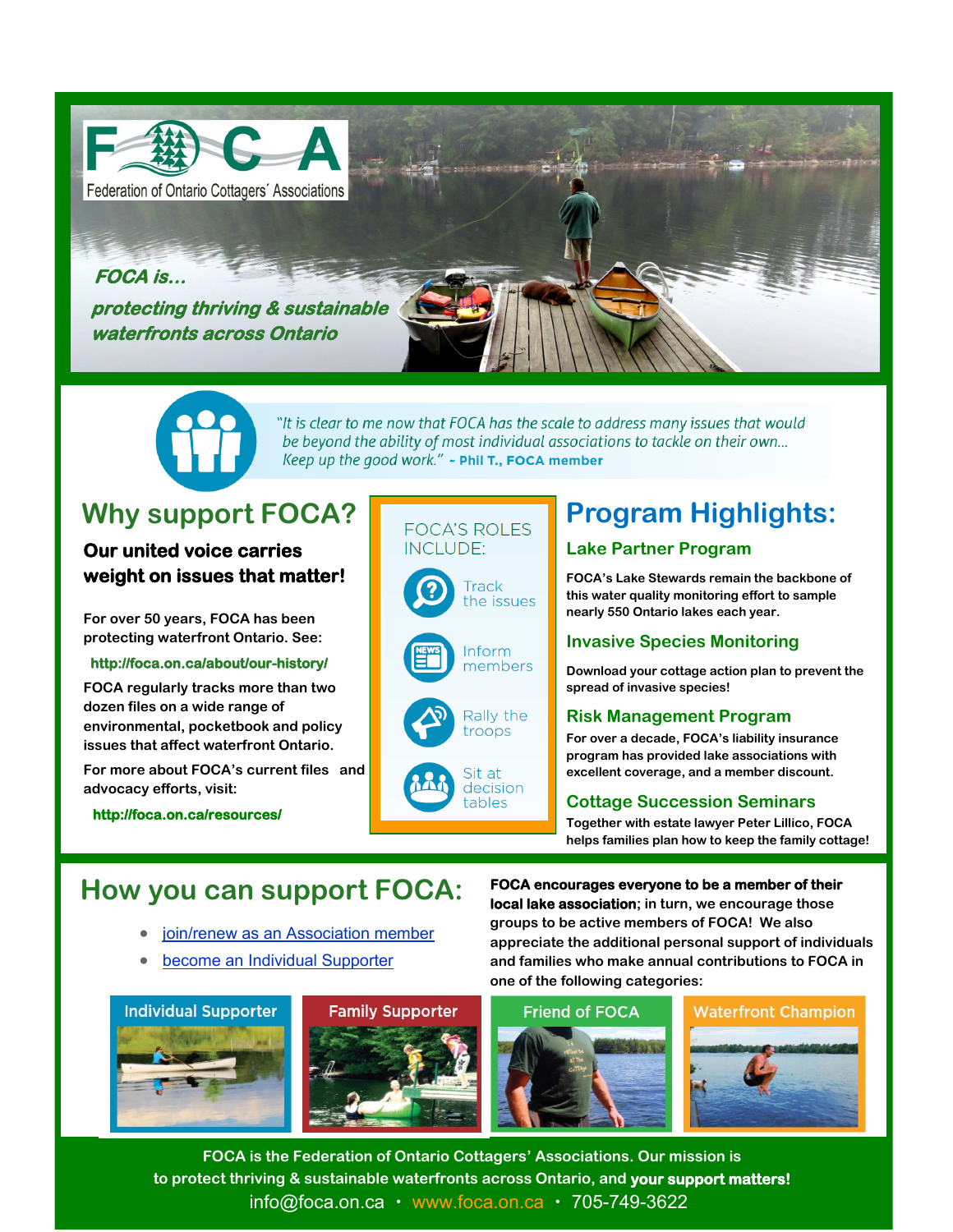Federation of Ontario Cottagers' Associations

***FOCA is…***

***protecting thriving & sustainable waterfronts across Ontario***

*"It is clear to me now that FOCA has the scale to address many issues that would be beyond the ability of most individual associations to tackle on their own… Keep up the good work."* **~ Phil T., FOCA member**

## Why support FOCA?

**Our united voice carries weight on issues that matter!**

**For over 50 years, FOCA has been protecting waterfront Ontario. See:**

**http://foca.on.ca/about/our-history/**

**FOCA regularly tracks more than two dozen files on a wide range of environmental, pocketbook and policy issues that affect waterfront Ontario.**

**For more about FOCA's current files and advocacy efforts, visit:**

**http://foca.on.ca/resources/**

FOCA'S ROLES INCLUDE:

- Track the issues
- Inform members
- Rally the troops
- Sit at decision tables

## Program Highlights:

### Lake Partner Program

**FOCA's Lake Stewards remain the backbone of this water quality monitoring effort to sample nearly 550 Ontario lakes each year.**

### Invasive Species Monitoring

**Download your cottage action plan to prevent the spread of invasive species!**

### Risk Management Program

**For over a decade, FOCA's liability insurance program has provided lake associations with excellent coverage, and a member discount.**

### Cottage Succession Seminars

**Together with estate lawyer Peter Lillico, FOCA helps families plan how to keep the family cottage!**

## How you can support FOCA:

- join/renew as an Association member
- become an Individual Supporter

**FOCA encourages everyone to be a member of their local lake association; in turn, we encourage those groups to be active members of FOCA! We also appreciate the additional personal support of individuals and families who make annual contributions to FOCA in one of the following categories:**

Individual Supporter | Family Supporter | Friend of FOCA | Waterfront Champion

**FOCA is the Federation of Ontario Cottagers' Associations. Our mission is to protect thriving & sustainable waterfronts across Ontario, and your support matters!**

info@foca.on.ca • www.foca.on.ca • 705-749-3622